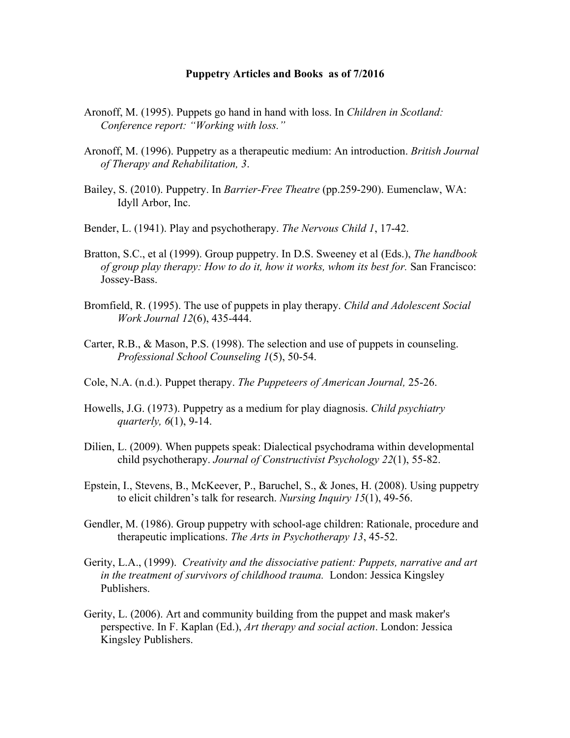# Puppetry Articles and Books as of 7/2016

Aronoff, M. (1995). Puppets go hand in hand with loss. In *Children in Scotland: Conference report: "Working with loss."*

Aronoff, M. (1996). Puppetry as a therapeutic medium: An introduction. *British Journal of Therapy and Rehabilitation, 3*.

Bailey, S. (2010). Puppetry. In *Barrier-Free Theatre* (pp.259-290). Eumenclaw, WA: Idyll Arbor, Inc.

Bender, L. (1941). Play and psychotherapy. *The Nervous Child 1*, 17-42.

Bratton, S.C., et al (1999). Group puppetry. In D.S. Sweeney et al (Eds.), *The handbook of group play therapy: How to do it, how it works, whom its best for.* San Francisco: Jossey-Bass.

Bromfield, R. (1995). The use of puppets in play therapy. *Child and Adolescent Social Work Journal 12*(6), 435-444.

Carter, R.B., & Mason, P.S. (1998). The selection and use of puppets in counseling. *Professional School Counseling 1*(5), 50-54.

Cole, N.A. (n.d.). Puppet therapy. *The Puppeteers of American Journal,* 25-26.

Howells, J.G. (1973). Puppetry as a medium for play diagnosis. *Child psychiatry quarterly, 6*(1), 9-14.

Dilien, L. (2009). When puppets speak: Dialectical psychodrama within developmental child psychotherapy. *Journal of Constructivist Psychology 22*(1), 55-82.

Epstein, I., Stevens, B., McKeever, P., Baruchel, S., & Jones, H. (2008). Using puppetry to elicit children's talk for research. *Nursing Inquiry 15*(1), 49-56.

Gendler, M. (1986). Group puppetry with school-age children: Rationale, procedure and therapeutic implications. *The Arts in Psychotherapy 13*, 45-52.

Gerity, L.A., (1999). *Creativity and the dissociative patient: Puppets, narrative and art in the treatment of survivors of childhood trauma.* London: Jessica Kingsley Publishers.

Gerity, L. (2006). Art and community building from the puppet and mask maker's perspective. In F. Kaplan (Ed.), *Art therapy and social action*. London: Jessica Kingsley Publishers.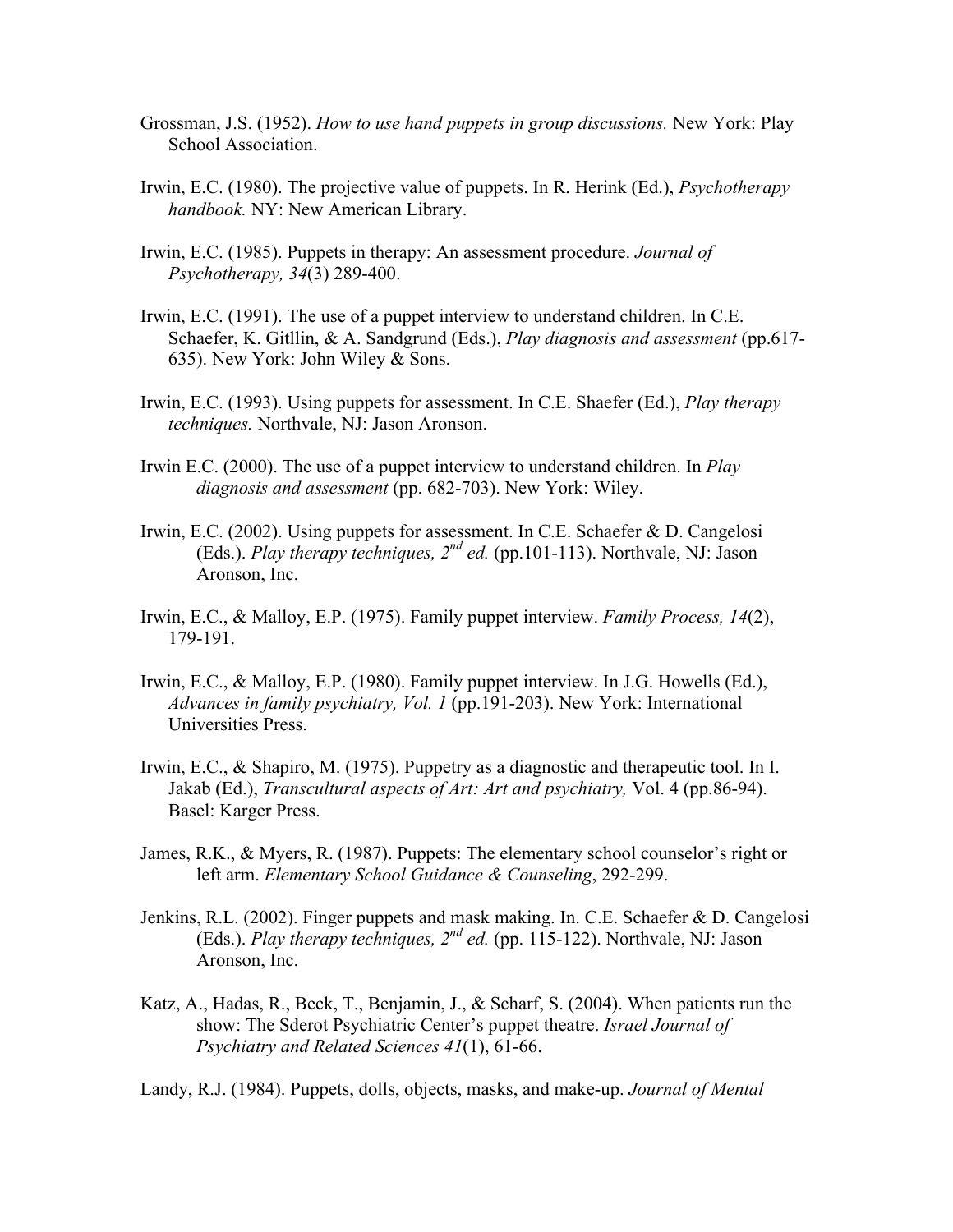Grossman, J.S. (1952). *How to use hand puppets in group discussions.* New York: Play School Association.

Irwin, E.C. (1980). The projective value of puppets. In R. Herink (Ed.), *Psychotherapy handbook.* NY: New American Library.

Irwin, E.C. (1985). Puppets in therapy: An assessment procedure. *Journal of Psychotherapy, 34*(3) 289-400.

Irwin, E.C. (1991). The use of a puppet interview to understand children. In C.E. Schaefer, K. Gitllin, & A. Sandgrund (Eds.), *Play diagnosis and assessment* (pp.617-635). New York: John Wiley & Sons.

Irwin, E.C. (1993). Using puppets for assessment. In C.E. Shaefer (Ed.), *Play therapy techniques.* Northvale, NJ: Jason Aronson.

Irwin E.C. (2000). The use of a puppet interview to understand children. In *Play diagnosis and assessment* (pp. 682-703). New York: Wiley.

Irwin, E.C. (2002). Using puppets for assessment. In C.E. Schaefer & D. Cangelosi (Eds.). *Play therapy techniques, 2nd ed.* (pp.101-113). Northvale, NJ: Jason Aronson, Inc.

Irwin, E.C., & Malloy, E.P. (1975). Family puppet interview. *Family Process, 14*(2), 179-191.

Irwin, E.C., & Malloy, E.P. (1980). Family puppet interview. In J.G. Howells (Ed.), *Advances in family psychiatry, Vol. 1* (pp.191-203). New York: International Universities Press.

Irwin, E.C., & Shapiro, M. (1975). Puppetry as a diagnostic and therapeutic tool. In I. Jakab (Ed.), *Transcultural aspects of Art: Art and psychiatry,* Vol. 4 (pp.86-94). Basel: Karger Press.

James, R.K., & Myers, R. (1987). Puppets: The elementary school counselor's right or left arm. *Elementary School Guidance & Counseling*, 292-299.

Jenkins, R.L. (2002). Finger puppets and mask making. In. C.E. Schaefer & D. Cangelosi (Eds.). *Play therapy techniques, 2nd ed.* (pp. 115-122). Northvale, NJ: Jason Aronson, Inc.

Katz, A., Hadas, R., Beck, T., Benjamin, J., & Scharf, S. (2004). When patients run the show: The Sderot Psychiatric Center's puppet theatre. *Israel Journal of Psychiatry and Related Sciences 41*(1), 61-66.

Landy, R.J. (1984). Puppets, dolls, objects, masks, and make-up. *Journal of Mental*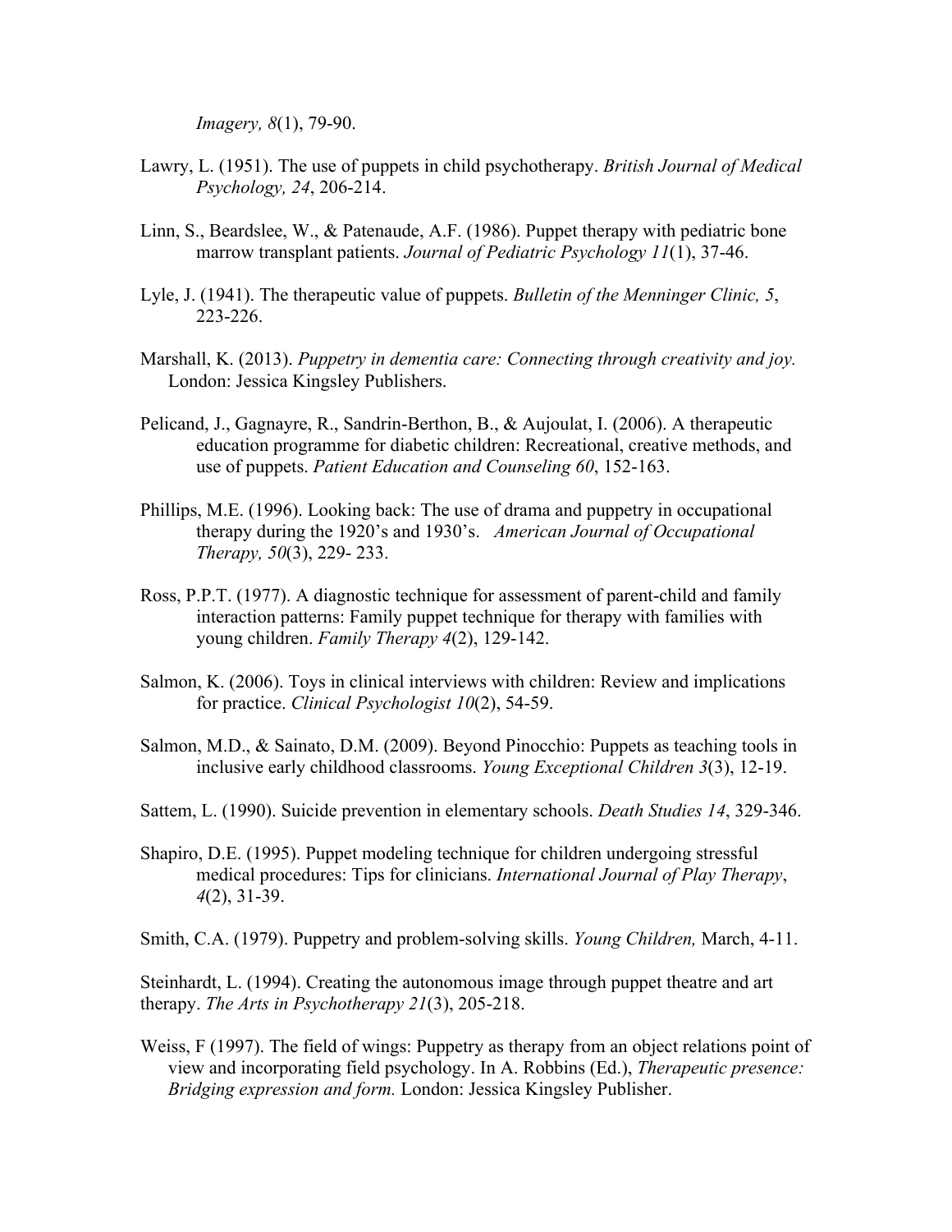*Imagery, 8*(1), 79-90.

Lawry, L. (1951). The use of puppets in child psychotherapy. *British Journal of Medical Psychology, 24*, 206-214.

Linn, S., Beardslee, W., & Patenaude, A.F. (1986). Puppet therapy with pediatric bone marrow transplant patients. *Journal of Pediatric Psychology 11*(1), 37-46.

Lyle, J. (1941). The therapeutic value of puppets. *Bulletin of the Menninger Clinic, 5*, 223-226.

Marshall, K. (2013). *Puppetry in dementia care: Connecting through creativity and joy.* London: Jessica Kingsley Publishers.

Pelicand, J., Gagnayre, R., Sandrin-Berthon, B., & Aujoulat, I. (2006). A therapeutic education programme for diabetic children: Recreational, creative methods, and use of puppets. *Patient Education and Counseling 60*, 152-163.

Phillips, M.E. (1996). Looking back: The use of drama and puppetry in occupational therapy during the 1920's and 1930's. *American Journal of Occupational Therapy, 50*(3), 229- 233.

Ross, P.P.T. (1977). A diagnostic technique for assessment of parent-child and family interaction patterns: Family puppet technique for therapy with families with young children. *Family Therapy 4*(2), 129-142.

Salmon, K. (2006). Toys in clinical interviews with children: Review and implications for practice. *Clinical Psychologist 10*(2), 54-59.

Salmon, M.D., & Sainato, D.M. (2009). Beyond Pinocchio: Puppets as teaching tools in inclusive early childhood classrooms. *Young Exceptional Children 3*(3), 12-19.

Sattem, L. (1990). Suicide prevention in elementary schools. *Death Studies 14*, 329-346.

Shapiro, D.E. (1995). Puppet modeling technique for children undergoing stressful medical procedures: Tips for clinicians. *International Journal of Play Therapy*, *4*(2), 31-39.

Smith, C.A. (1979). Puppetry and problem-solving skills. *Young Children,* March, 4-11.

Steinhardt, L. (1994). Creating the autonomous image through puppet theatre and art therapy. *The Arts in Psychotherapy 21*(3), 205-218.

Weiss, F (1997). The field of wings: Puppetry as therapy from an object relations point of view and incorporating field psychology. In A. Robbins (Ed.), *Therapeutic presence: Bridging expression and form.* London: Jessica Kingsley Publisher.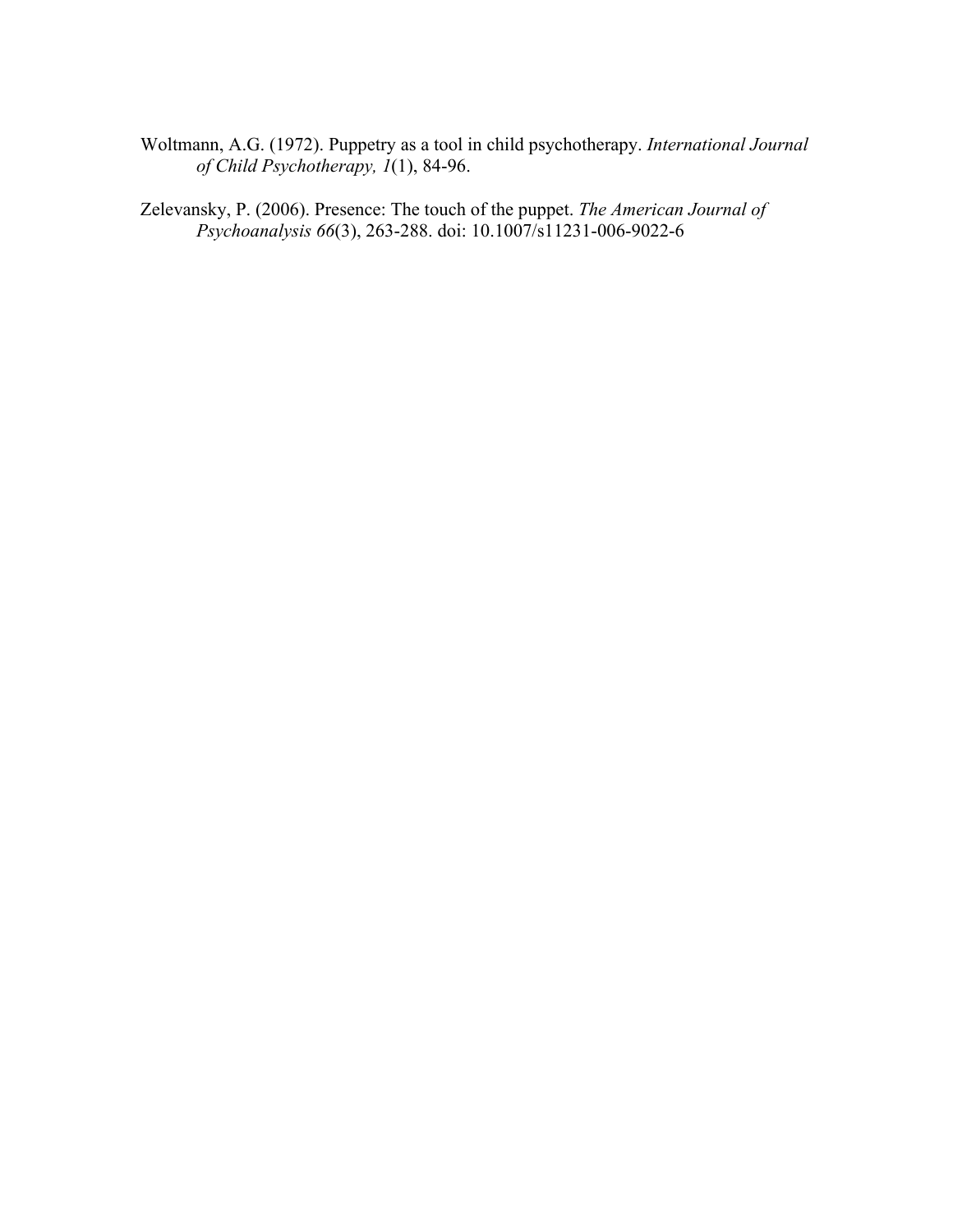Woltmann, A.G. (1972). Puppetry as a tool in child psychotherapy. *International Journal of Child Psychotherapy, 1*(1), 84-96.

Zelevansky, P. (2006). Presence: The touch of the puppet. *The American Journal of Psychoanalysis 66*(3), 263-288. doi: 10.1007/s11231-006-9022-6